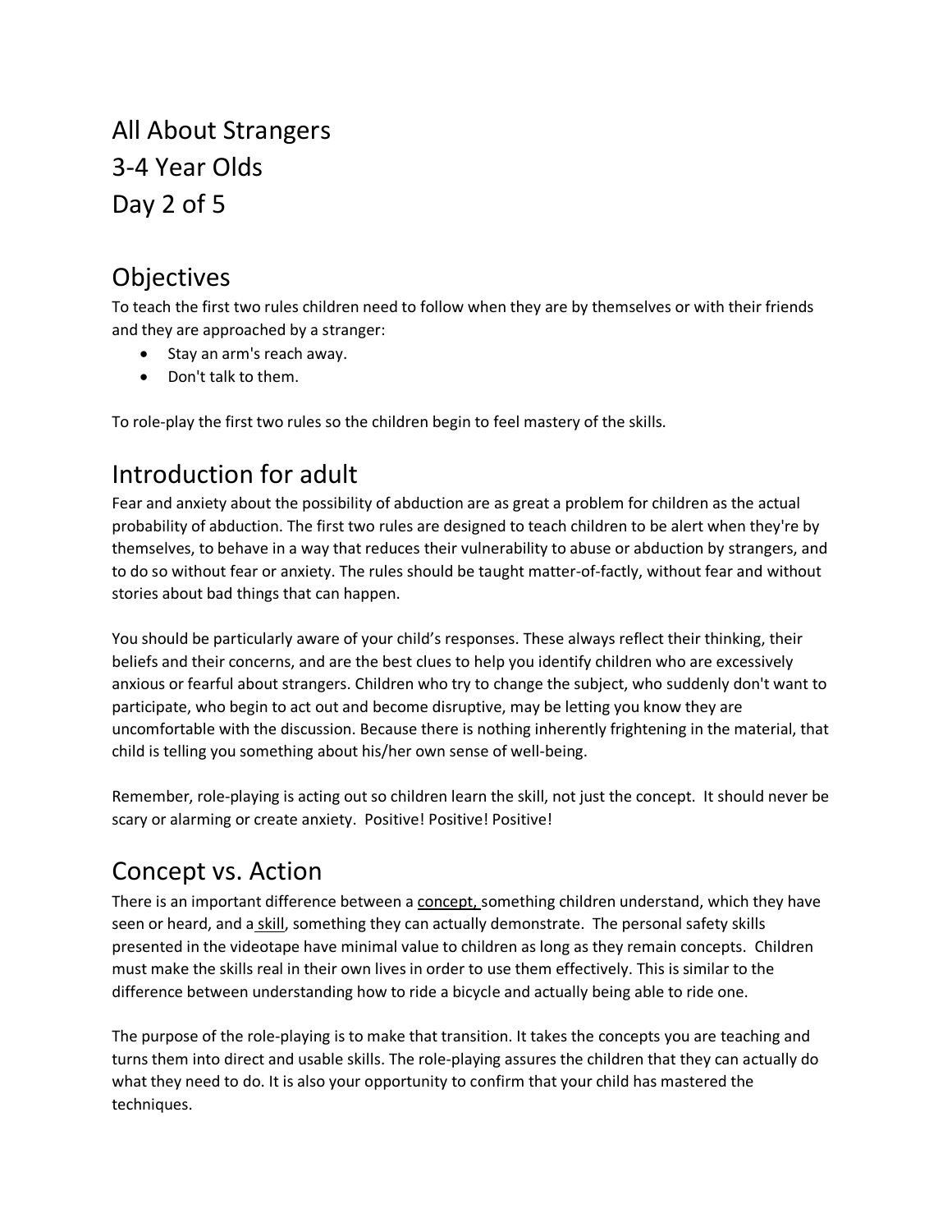# All About Strangers
# 3-4 Year Olds
# Day 2 of 5

## Objectives

To teach the first two rules children need to follow when they are by themselves or with their friends and they are approached by a stranger:

- Stay an arm's reach away.
- Don't talk to them.

To role-play the first two rules so the children begin to feel mastery of the skills.

# Introduction for adult

Fear and anxiety about the possibility of abduction are as great a problem for children as the actual probability of abduction. The first two rules are designed to teach children to be alert when they're by themselves, to behave in a way that reduces their vulnerability to abuse or abduction by strangers, and to do so without fear or anxiety. The rules should be taught matter-of-factly, without fear and without stories about bad things that can happen.

You should be particularly aware of your child's responses. These always reflect their thinking, their beliefs and their concerns, and are the best clues to help you identify children who are excessively anxious or fearful about strangers. Children who try to change the subject, who suddenly don't want to participate, who begin to act out and become disruptive, may be letting you know they are uncomfortable with the discussion. Because there is nothing inherently frightening in the material, that child is telling you something about his/her own sense of well-being.

Remember, role-playing is acting out so children learn the skill, not just the concept. It should never be scary or alarming or create anxiety. Positive! Positive! Positive!

# Concept vs. Action

There is an important difference between a <u>concept,</u> something children understand, which they have seen or heard, and a <u>skill</u>, something they can actually demonstrate. The personal safety skills presented in the videotape have minimal value to children as long as they remain concepts. Children must make the skills real in their own lives in order to use them effectively. This is similar to the difference between understanding how to ride a bicycle and actually being able to ride one.

The purpose of the role-playing is to make that transition. It takes the concepts you are teaching and turns them into direct and usable skills. The role-playing assures the children that they can actually do what they need to do. It is also your opportunity to confirm that your child has mastered the techniques.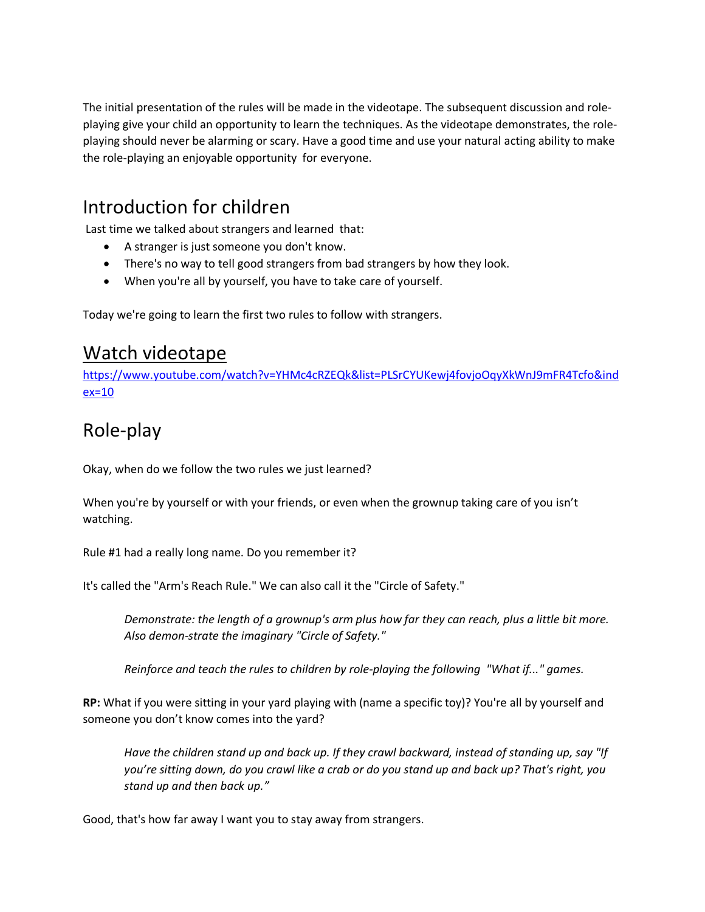The initial presentation of the rules will be made in the videotape. The subsequent discussion and role-playing give your child an opportunity to learn the techniques. As the videotape demonstrates, the role-playing should never be alarming or scary. Have a good time and use your natural acting ability to make the role-playing an enjoyable opportunity for everyone.

## Introduction for children

Last time we talked about strangers and learned that:

- A stranger is just someone you don't know.
- There's no way to tell good strangers from bad strangers by how they look.
- When you're all by yourself, you have to take care of yourself.

Today we're going to learn the first two rules to follow with strangers.

## Watch videotape

https://www.youtube.com/watch?v=YHMc4cRZEQk&list=PLSrCYUKewj4fovjoOqyXkWnJ9mFR4Tcfo&index=10

## Role-play

Okay, when do we follow the two rules we just learned?

When you're by yourself or with your friends, or even when the grownup taking care of you isn't watching.

Rule #1 had a really long name. Do you remember it?

It's called the "Arm's Reach Rule." We can also call it the "Circle of Safety."

> *Demonstrate: the length of a grownup's arm plus how far they can reach, plus a little bit more. Also demon-strate the imaginary "Circle of Safety."*
>
> *Reinforce and teach the rules to children by role-playing the following "What if..." games.*

**RP:** What if you were sitting in your yard playing with (name a specific toy)? You're all by yourself and someone you don't know comes into the yard?

> *Have the children stand up and back up. If they crawl backward, instead of standing up, say "If you're sitting down, do you crawl like a crab or do you stand up and back up? That's right, you stand up and then back up."*

Good, that's how far away I want you to stay away from strangers.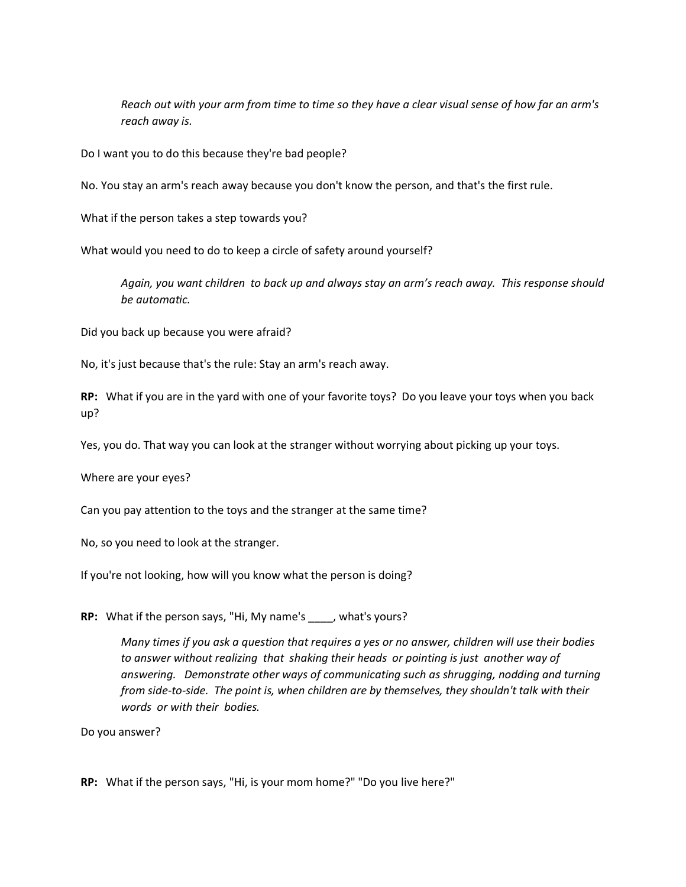*Reach out with your arm from time to time so they have a clear visual sense of how far an arm's reach away is.*

Do I want you to do this because they're bad people?

No. You stay an arm's reach away because you don't know the person, and that's the first rule.

What if the person takes a step towards you?

What would you need to do to keep a circle of safety around yourself?

*Again, you want children to back up and always stay an arm's reach away. This response should be automatic.*

Did you back up because you were afraid?

No, it's just because that's the rule: Stay an arm's reach away.

**RP:** What if you are in the yard with one of your favorite toys? Do you leave your toys when you back up?

Yes, you do. That way you can look at the stranger without worrying about picking up your toys.

Where are your eyes?

Can you pay attention to the toys and the stranger at the same time?

No, so you need to look at the stranger.

If you're not looking, how will you know what the person is doing?

**RP:** What if the person says, "Hi, My name's ____, what's yours?

*Many times if you ask a question that requires a yes or no answer, children will use their bodies to answer without realizing that shaking their heads or pointing is just another way of answering. Demonstrate other ways of communicating such as shrugging, nodding and turning from side-to-side. The point is, when children are by themselves, they shouldn't talk with their words or with their bodies.*

Do you answer?

**RP:** What if the person says, "Hi, is your mom home?" "Do you live here?"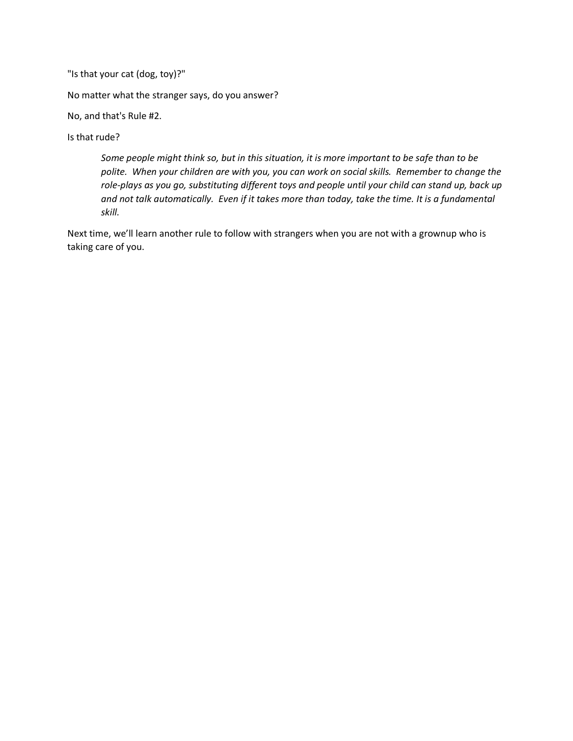"Is that your cat (dog, toy)?"

No matter what the stranger says, do you answer?

No, and that's Rule #2.

Is that rude?

> *Some people might think so, but in this situation, it is more important to be safe than to be polite. When your children are with you, you can work on social skills. Remember to change the role-plays as you go, substituting different toys and people until your child can stand up, back up and not talk automatically. Even if it takes more than today, take the time. It is a fundamental skill.*

Next time, we'll learn another rule to follow with strangers when you are not with a grownup who is taking care of you.